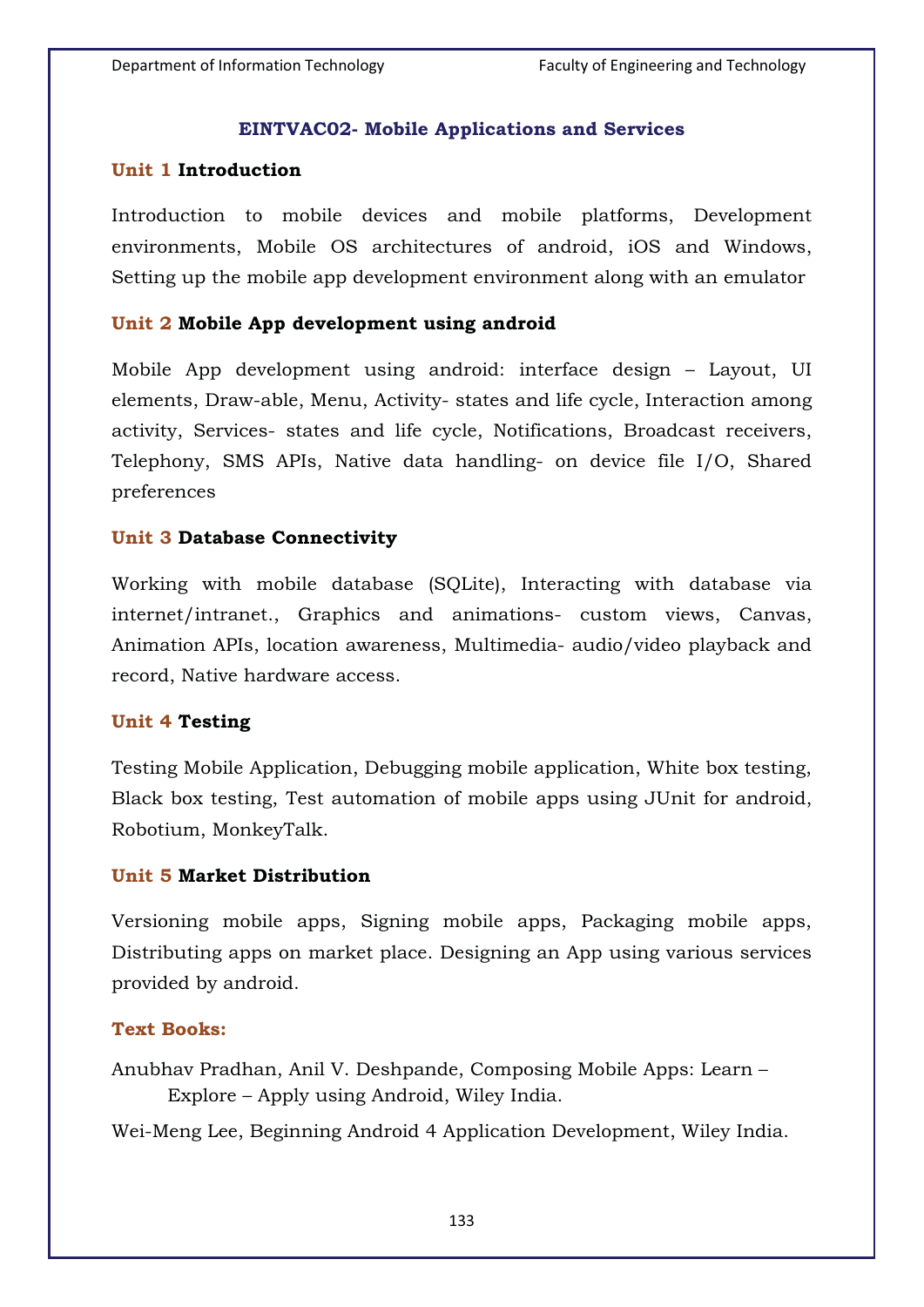## EINTVAC02- Mobile Applications and Services

### Unit 1 Introduction

Introduction to mobile devices and mobile platforms, Development environments, Mobile OS architectures of android, iOS and Windows, Setting up the mobile app development environment along with an emulator

### Unit 2 Mobile App development using android

Mobile App development using android: interface design – Layout, UI elements, Draw-able, Menu, Activity- states and life cycle, Interaction among activity, Services- states and life cycle, Notifications, Broadcast receivers, Telephony, SMS APIs, Native data handling- on device file I/O, Shared preferences

### Unit 3 Database Connectivity

Working with mobile database (SQLite), Interacting with database via internet/intranet., Graphics and animations- custom views, Canvas, Animation APIs, location awareness, Multimedia- audio/video playback and record, Native hardware access.

### Unit 4 Testing

Testing Mobile Application, Debugging mobile application, White box testing, Black box testing, Test automation of mobile apps using JUnit for android, Robotium, MonkeyTalk.

### Unit 5 Market Distribution

Versioning mobile apps, Signing mobile apps, Packaging mobile apps, Distributing apps on market place. Designing an App using various services provided by android.

### Text Books:

Anubhav Pradhan, Anil V. Deshpande, Composing Mobile Apps: Learn – Explore – Apply using Android, Wiley India.

Wei-Meng Lee, Beginning Android 4 Application Development, Wiley India.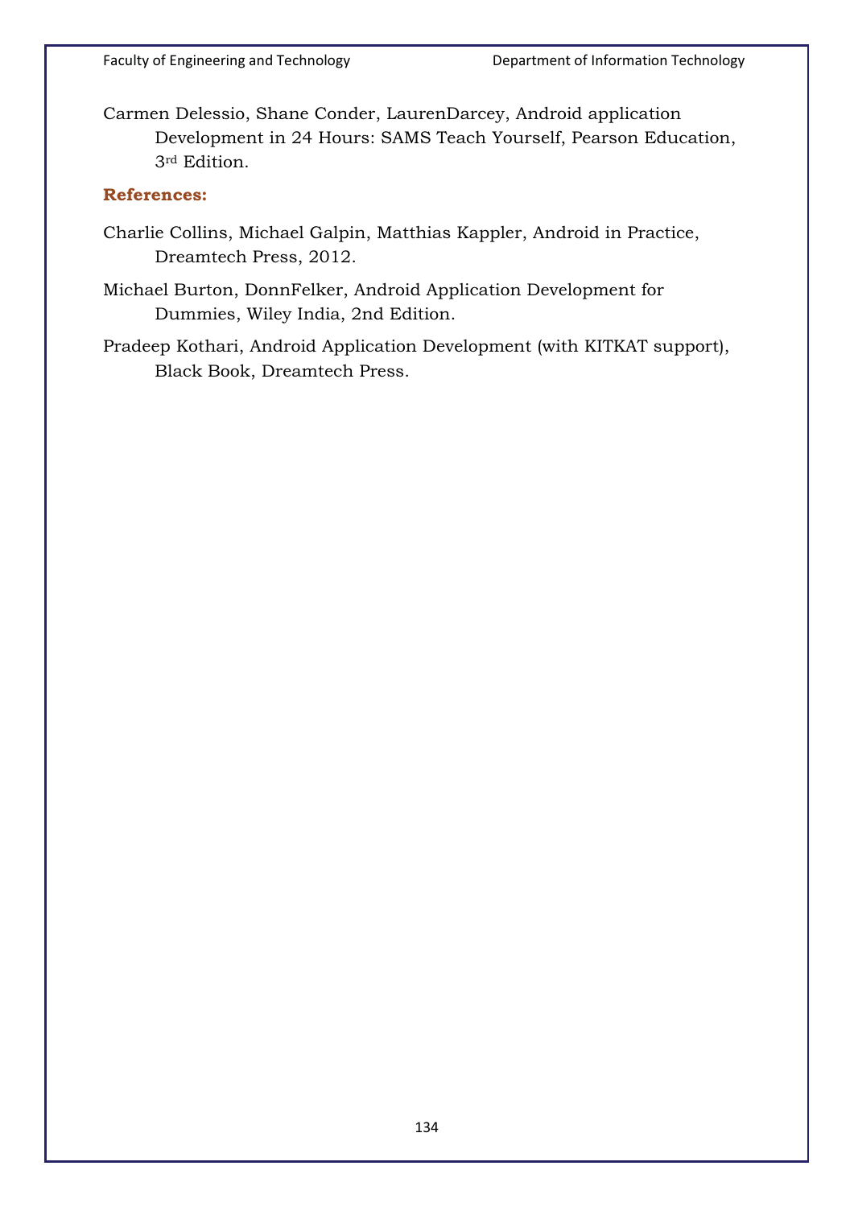Carmen Delessio, Shane Conder, LaurenDarcey, Android application Development in 24 Hours: SAMS Teach Yourself, Pearson Education, 3rd Edition.

**References:**

Charlie Collins, Michael Galpin, Matthias Kappler, Android in Practice, Dreamtech Press, 2012.

Michael Burton, DonnFelker, Android Application Development for Dummies, Wiley India, 2nd Edition.

Pradeep Kothari, Android Application Development (with KITKAT support), Black Book, Dreamtech Press.